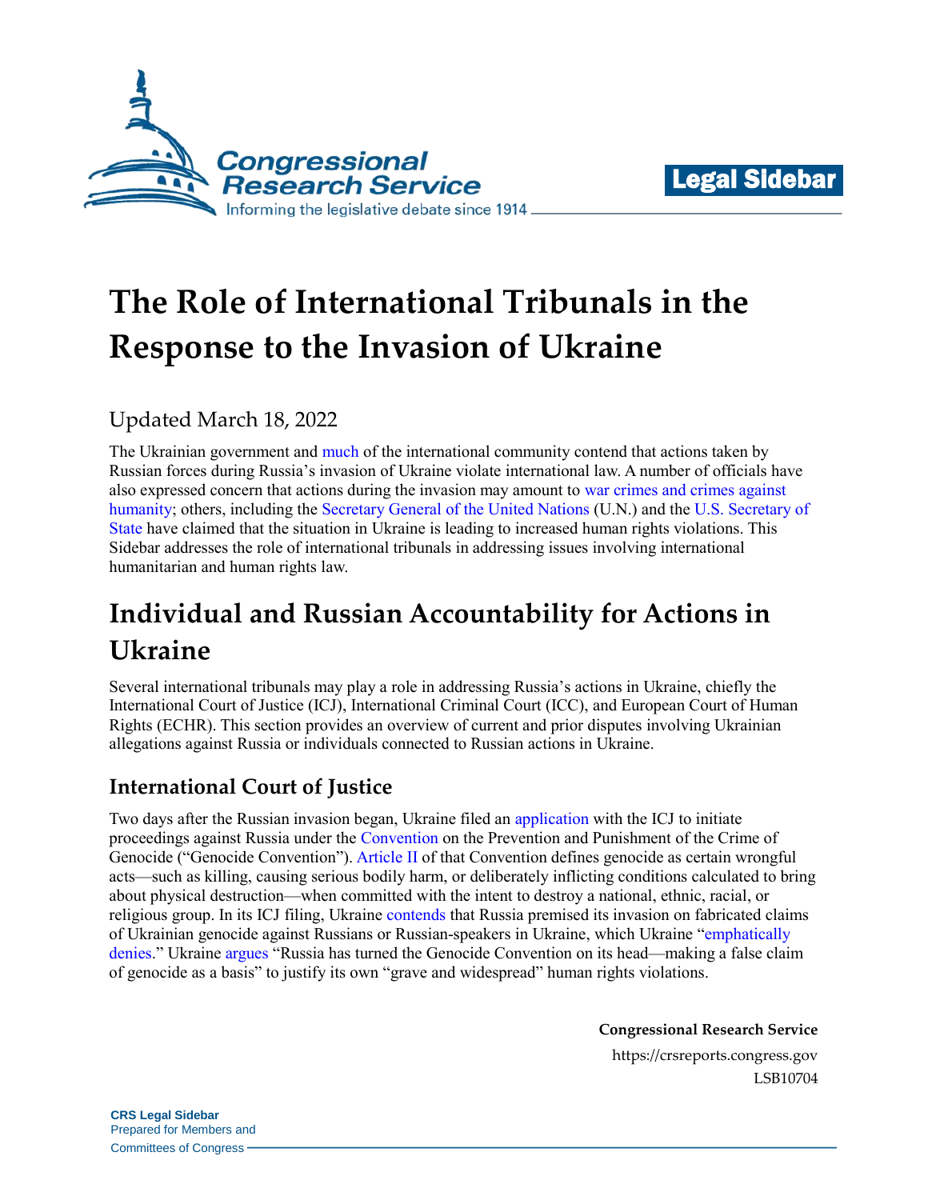Legal Sidebar

# The Role of International Tribunals in the Response to the Invasion of Ukraine

Updated March 18, 2022

The Ukrainian government and much of the international community contend that actions taken by Russian forces during Russia's invasion of Ukraine violate international law. A number of officials have also expressed concern that actions during the invasion may amount to war crimes and crimes against humanity; others, including the Secretary General of the United Nations (U.N.) and the U.S. Secretary of State have claimed that the situation in Ukraine is leading to increased human rights violations. This Sidebar addresses the role of international tribunals in addressing issues involving international humanitarian and human rights law.

## Individual and Russian Accountability for Actions in Ukraine

Several international tribunals may play a role in addressing Russia's actions in Ukraine, chiefly the International Court of Justice (ICJ), International Criminal Court (ICC), and European Court of Human Rights (ECHR). This section provides an overview of current and prior disputes involving Ukrainian allegations against Russia or individuals connected to Russian actions in Ukraine.

### International Court of Justice

Two days after the Russian invasion began, Ukraine filed an application with the ICJ to initiate proceedings against Russia under the Convention on the Prevention and Punishment of the Crime of Genocide ("Genocide Convention"). Article II of that Convention defines genocide as certain wrongful acts—such as killing, causing serious bodily harm, or deliberately inflicting conditions calculated to bring about physical destruction—when committed with the intent to destroy a national, ethnic, racial, or religious group. In its ICJ filing, Ukraine contends that Russia premised its invasion on fabricated claims of Ukrainian genocide against Russians or Russian-speakers in Ukraine, which Ukraine "emphatically denies." Ukraine argues "Russia has turned the Genocide Convention on its head—making a false claim of genocide as a basis" to justify its own "grave and widespread" human rights violations.

**Congressional Research Service**

https://crsreports.congress.gov

LSB10704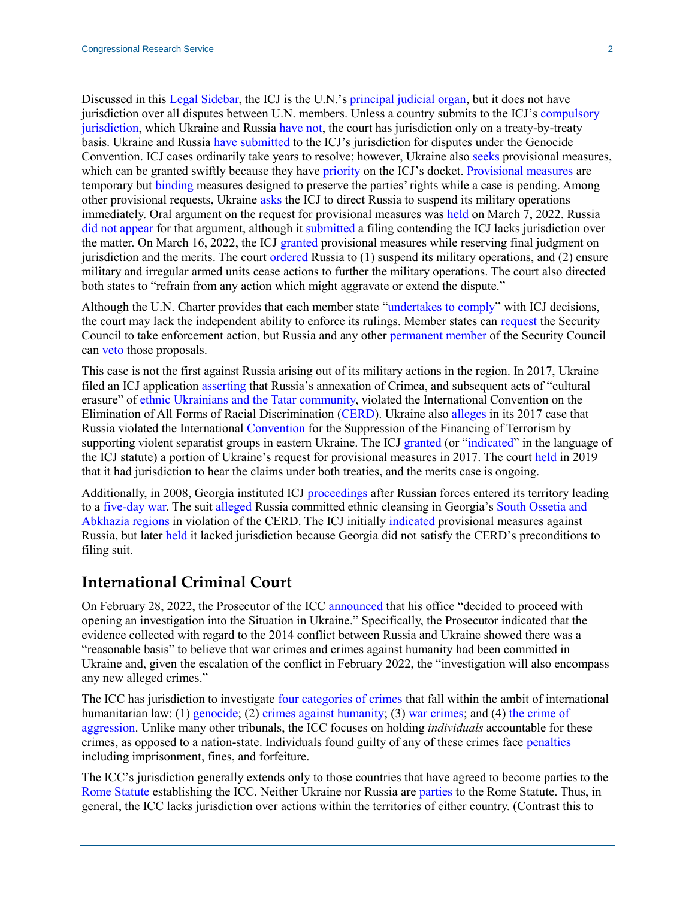Discussed in this Legal Sidebar, the ICJ is the U.N.'s principal judicial organ, but it does not have jurisdiction over all disputes between U.N. members. Unless a country submits to the ICJ's compulsory jurisdiction, which Ukraine and Russia have not, the court has jurisdiction only on a treaty-by-treaty basis. Ukraine and Russia have submitted to the ICJ's jurisdiction for disputes under the Genocide Convention. ICJ cases ordinarily take years to resolve; however, Ukraine also seeks provisional measures, which can be granted swiftly because they have priority on the ICJ's docket. Provisional measures are temporary but binding measures designed to preserve the parties' rights while a case is pending. Among other provisional requests, Ukraine asks the ICJ to direct Russia to suspend its military operations immediately. Oral argument on the request for provisional measures was held on March 7, 2022. Russia did not appear for that argument, although it submitted a filing contending the ICJ lacks jurisdiction over the matter. On March 16, 2022, the ICJ granted provisional measures while reserving final judgment on jurisdiction and the merits. The court ordered Russia to (1) suspend its military operations, and (2) ensure military and irregular armed units cease actions to further the military operations. The court also directed both states to "refrain from any action which might aggravate or extend the dispute."

Although the U.N. Charter provides that each member state "undertakes to comply" with ICJ decisions, the court may lack the independent ability to enforce its rulings. Member states can request the Security Council to take enforcement action, but Russia and any other permanent member of the Security Council can veto those proposals.

This case is not the first against Russia arising out of its military actions in the region. In 2017, Ukraine filed an ICJ application asserting that Russia's annexation of Crimea, and subsequent acts of "cultural erasure" of ethnic Ukrainians and the Tatar community, violated the International Convention on the Elimination of All Forms of Racial Discrimination (CERD). Ukraine also alleges in its 2017 case that Russia violated the International Convention for the Suppression of the Financing of Terrorism by supporting violent separatist groups in eastern Ukraine. The ICJ granted (or "indicated" in the language of the ICJ statute) a portion of Ukraine's request for provisional measures in 2017. The court held in 2019 that it had jurisdiction to hear the claims under both treaties, and the merits case is ongoing.

Additionally, in 2008, Georgia instituted ICJ proceedings after Russian forces entered its territory leading to a five-day war. The suit alleged Russia committed ethnic cleansing in Georgia's South Ossetia and Abkhazia regions in violation of the CERD. The ICJ initially indicated provisional measures against Russia, but later held it lacked jurisdiction because Georgia did not satisfy the CERD's preconditions to filing suit.

## International Criminal Court

On February 28, 2022, the Prosecutor of the ICC announced that his office "decided to proceed with opening an investigation into the Situation in Ukraine." Specifically, the Prosecutor indicated that the evidence collected with regard to the 2014 conflict between Russia and Ukraine showed there was a "reasonable basis" to believe that war crimes and crimes against humanity had been committed in Ukraine and, given the escalation of the conflict in February 2022, the "investigation will also encompass any new alleged crimes."

The ICC has jurisdiction to investigate four categories of crimes that fall within the ambit of international humanitarian law: (1) genocide; (2) crimes against humanity; (3) war crimes; and (4) the crime of aggression. Unlike many other tribunals, the ICC focuses on holding *individuals* accountable for these crimes, as opposed to a nation-state. Individuals found guilty of any of these crimes face penalties including imprisonment, fines, and forfeiture.

The ICC's jurisdiction generally extends only to those countries that have agreed to become parties to the Rome Statute establishing the ICC. Neither Ukraine nor Russia are parties to the Rome Statute. Thus, in general, the ICC lacks jurisdiction over actions within the territories of either country. (Contrast this to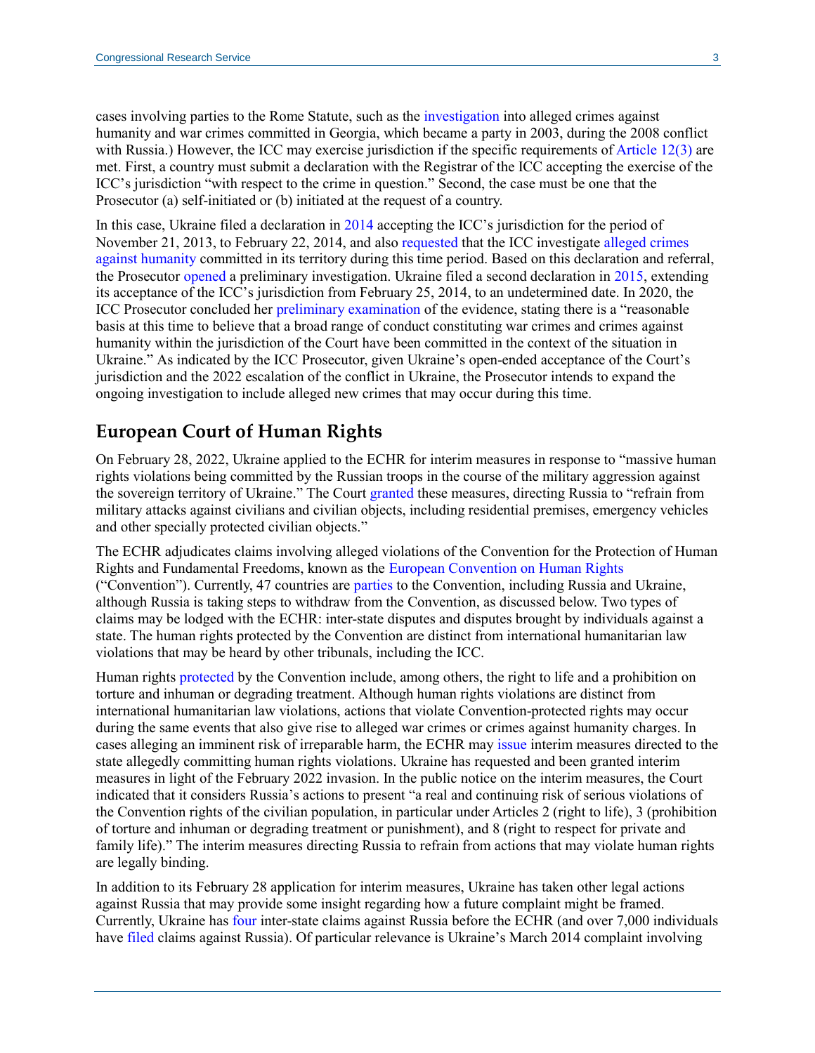cases involving parties to the Rome Statute, such as the investigation into alleged crimes against humanity and war crimes committed in Georgia, which became a party in 2003, during the 2008 conflict with Russia.) However, the ICC may exercise jurisdiction if the specific requirements of Article 12(3) are met. First, a country must submit a declaration with the Registrar of the ICC accepting the exercise of the ICC's jurisdiction "with respect to the crime in question." Second, the case must be one that the Prosecutor (a) self-initiated or (b) initiated at the request of a country.

In this case, Ukraine filed a declaration in 2014 accepting the ICC's jurisdiction for the period of November 21, 2013, to February 22, 2014, and also requested that the ICC investigate alleged crimes against humanity committed in its territory during this time period. Based on this declaration and referral, the Prosecutor opened a preliminary investigation. Ukraine filed a second declaration in 2015, extending its acceptance of the ICC's jurisdiction from February 25, 2014, to an undetermined date. In 2020, the ICC Prosecutor concluded her preliminary examination of the evidence, stating there is a "reasonable basis at this time to believe that a broad range of conduct constituting war crimes and crimes against humanity within the jurisdiction of the Court have been committed in the context of the situation in Ukraine." As indicated by the ICC Prosecutor, given Ukraine's open-ended acceptance of the Court's jurisdiction and the 2022 escalation of the conflict in Ukraine, the Prosecutor intends to expand the ongoing investigation to include alleged new crimes that may occur during this time.

## European Court of Human Rights

On February 28, 2022, Ukraine applied to the ECHR for interim measures in response to "massive human rights violations being committed by the Russian troops in the course of the military aggression against the sovereign territory of Ukraine." The Court granted these measures, directing Russia to "refrain from military attacks against civilians and civilian objects, including residential premises, emergency vehicles and other specially protected civilian objects."

The ECHR adjudicates claims involving alleged violations of the Convention for the Protection of Human Rights and Fundamental Freedoms, known as the European Convention on Human Rights ("Convention"). Currently, 47 countries are parties to the Convention, including Russia and Ukraine, although Russia is taking steps to withdraw from the Convention, as discussed below. Two types of claims may be lodged with the ECHR: inter-state disputes and disputes brought by individuals against a state. The human rights protected by the Convention are distinct from international humanitarian law violations that may be heard by other tribunals, including the ICC.

Human rights protected by the Convention include, among others, the right to life and a prohibition on torture and inhuman or degrading treatment. Although human rights violations are distinct from international humanitarian law violations, actions that violate Convention-protected rights may occur during the same events that also give rise to alleged war crimes or crimes against humanity charges. In cases alleging an imminent risk of irreparable harm, the ECHR may issue interim measures directed to the state allegedly committing human rights violations. Ukraine has requested and been granted interim measures in light of the February 2022 invasion. In the public notice on the interim measures, the Court indicated that it considers Russia's actions to present "a real and continuing risk of serious violations of the Convention rights of the civilian population, in particular under Articles 2 (right to life), 3 (prohibition of torture and inhuman or degrading treatment or punishment), and 8 (right to respect for private and family life)." The interim measures directing Russia to refrain from actions that may violate human rights are legally binding.

In addition to its February 28 application for interim measures, Ukraine has taken other legal actions against Russia that may provide some insight regarding how a future complaint might be framed. Currently, Ukraine has four inter-state claims against Russia before the ECHR (and over 7,000 individuals have filed claims against Russia). Of particular relevance is Ukraine's March 2014 complaint involving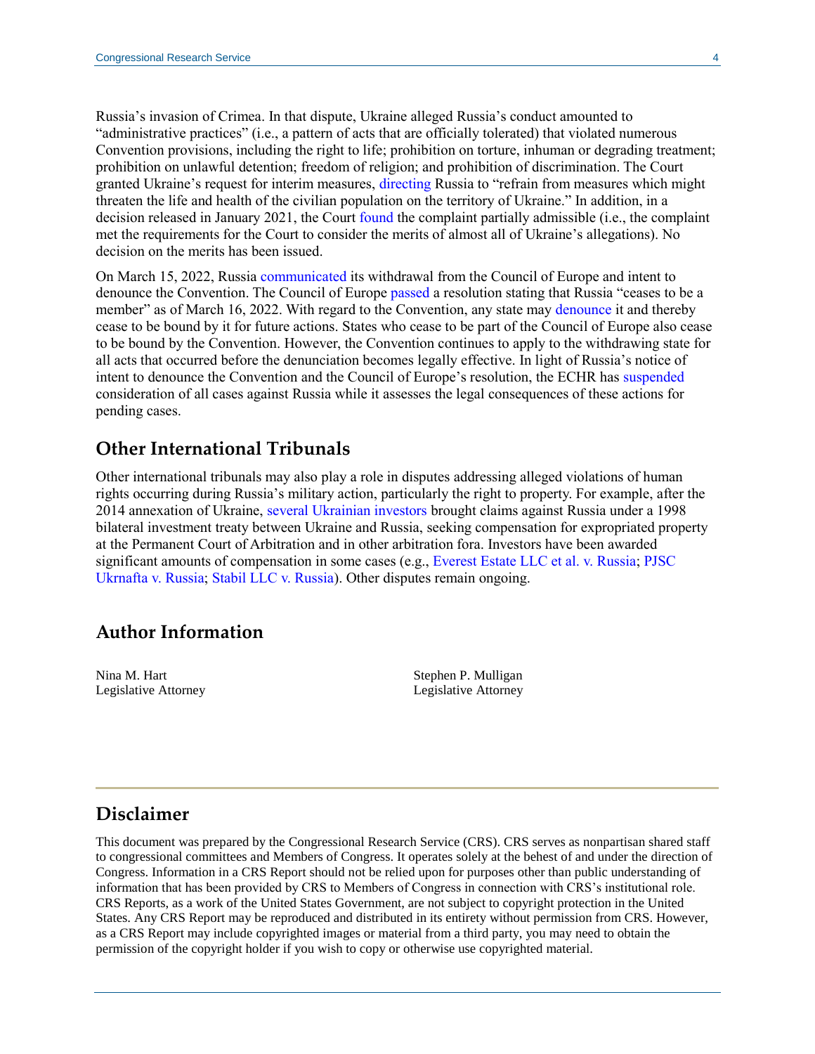Russia's invasion of Crimea. In that dispute, Ukraine alleged Russia's conduct amounted to "administrative practices" (i.e., a pattern of acts that are officially tolerated) that violated numerous Convention provisions, including the right to life; prohibition on torture, inhuman or degrading treatment; prohibition on unlawful detention; freedom of religion; and prohibition of discrimination. The Court granted Ukraine's request for interim measures, directing Russia to "refrain from measures which might threaten the life and health of the civilian population on the territory of Ukraine." In addition, in a decision released in January 2021, the Court found the complaint partially admissible (i.e., the complaint met the requirements for the Court to consider the merits of almost all of Ukraine's allegations). No decision on the merits has been issued.

On March 15, 2022, Russia communicated its withdrawal from the Council of Europe and intent to denounce the Convention. The Council of Europe passed a resolution stating that Russia "ceases to be a member" as of March 16, 2022. With regard to the Convention, any state may denounce it and thereby cease to be bound by it for future actions. States who cease to be part of the Council of Europe also cease to be bound by the Convention. However, the Convention continues to apply to the withdrawing state for all acts that occurred before the denunciation becomes legally effective. In light of Russia's notice of intent to denounce the Convention and the Council of Europe's resolution, the ECHR has suspended consideration of all cases against Russia while it assesses the legal consequences of these actions for pending cases.

## Other International Tribunals

Other international tribunals may also play a role in disputes addressing alleged violations of human rights occurring during Russia's military action, particularly the right to property. For example, after the 2014 annexation of Ukraine, several Ukrainian investors brought claims against Russia under a 1998 bilateral investment treaty between Ukraine and Russia, seeking compensation for expropriated property at the Permanent Court of Arbitration and in other arbitration fora. Investors have been awarded significant amounts of compensation in some cases (e.g., Everest Estate LLC et al. v. Russia; PJSC Ukrnafta v. Russia; Stabil LLC v. Russia). Other disputes remain ongoing.

## Author Information

Nina M. Hart
Legislative Attorney

Stephen P. Mulligan
Legislative Attorney

## Disclaimer

This document was prepared by the Congressional Research Service (CRS). CRS serves as nonpartisan shared staff to congressional committees and Members of Congress. It operates solely at the behest of and under the direction of Congress. Information in a CRS Report should not be relied upon for purposes other than public understanding of information that has been provided by CRS to Members of Congress in connection with CRS's institutional role. CRS Reports, as a work of the United States Government, are not subject to copyright protection in the United States. Any CRS Report may be reproduced and distributed in its entirety without permission from CRS. However, as a CRS Report may include copyrighted images or material from a third party, you may need to obtain the permission of the copyright holder if you wish to copy or otherwise use copyrighted material.